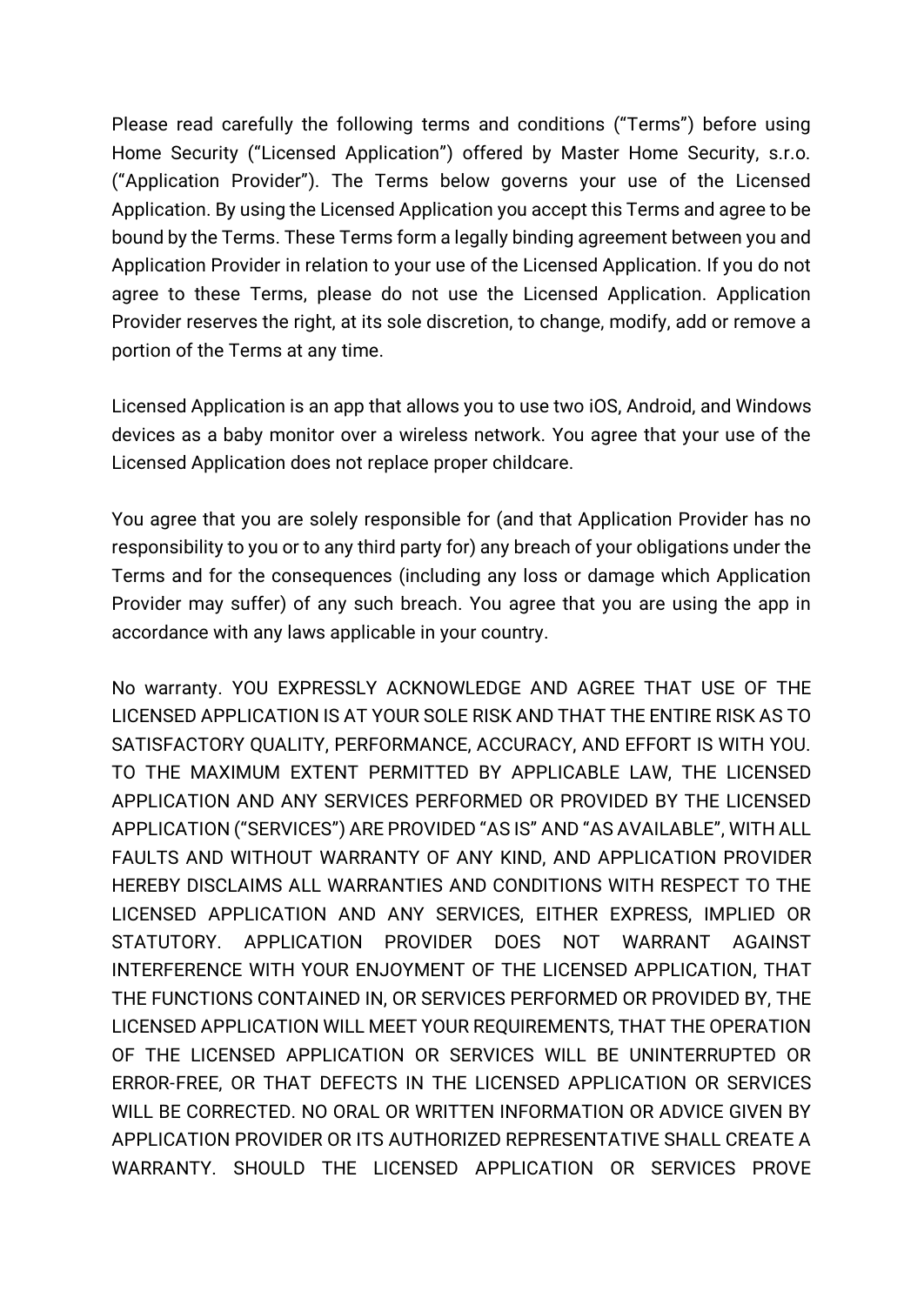Please read carefully the following terms and conditions ("Terms") before using Home Security ("Licensed Application") offered by Master Home Security, s.r.o. ("Application Provider"). The Terms below governs your use of the Licensed Application. By using the Licensed Application you accept this Terms and agree to be bound by the Terms. These Terms form a legally binding agreement between you and Application Provider in relation to your use of the Licensed Application. If you do not agree to these Terms, please do not use the Licensed Application. Application Provider reserves the right, at its sole discretion, to change, modify, add or remove a portion of the Terms at any time.

Licensed Application is an app that allows you to use two iOS, Android, and Windows devices as a baby monitor over a wireless network. You agree that your use of the Licensed Application does not replace proper childcare.

You agree that you are solely responsible for (and that Application Provider has no responsibility to you or to any third party for) any breach of your obligations under the Terms and for the consequences (including any loss or damage which Application Provider may suffer) of any such breach. You agree that you are using the app in accordance with any laws applicable in your country.

No warranty. YOU EXPRESSLY ACKNOWLEDGE AND AGREE THAT USE OF THE LICENSED APPLICATION IS AT YOUR SOLE RISK AND THAT THE ENTIRE RISK AS TO SATISFACTORY QUALITY, PERFORMANCE, ACCURACY, AND EFFORT IS WITH YOU. TO THE MAXIMUM EXTENT PERMITTED BY APPLICABLE LAW, THE LICENSED APPLICATION AND ANY SERVICES PERFORMED OR PROVIDED BY THE LICENSED APPLICATION ("SERVICES") ARE PROVIDED "AS IS" AND "AS AVAILABLE", WITH ALL FAULTS AND WITHOUT WARRANTY OF ANY KIND, AND APPLICATION PROVIDER HEREBY DISCLAIMS ALL WARRANTIES AND CONDITIONS WITH RESPECT TO THE LICENSED APPLICATION AND ANY SERVICES, EITHER EXPRESS, IMPLIED OR STATUTORY. APPLICATION PROVIDER DOES NOT WARRANT AGAINST INTERFERENCE WITH YOUR ENJOYMENT OF THE LICENSED APPLICATION, THAT THE FUNCTIONS CONTAINED IN, OR SERVICES PERFORMED OR PROVIDED BY, THE LICENSED APPLICATION WILL MEET YOUR REQUIREMENTS, THAT THE OPERATION OF THE LICENSED APPLICATION OR SERVICES WILL BE UNINTERRUPTED OR ERROR-FREE, OR THAT DEFECTS IN THE LICENSED APPLICATION OR SERVICES WILL BE CORRECTED. NO ORAL OR WRITTEN INFORMATION OR ADVICE GIVEN BY APPLICATION PROVIDER OR ITS AUTHORIZED REPRESENTATIVE SHALL CREATE A WARRANTY. SHOULD THE LICENSED APPLICATION OR SERVICES PROVE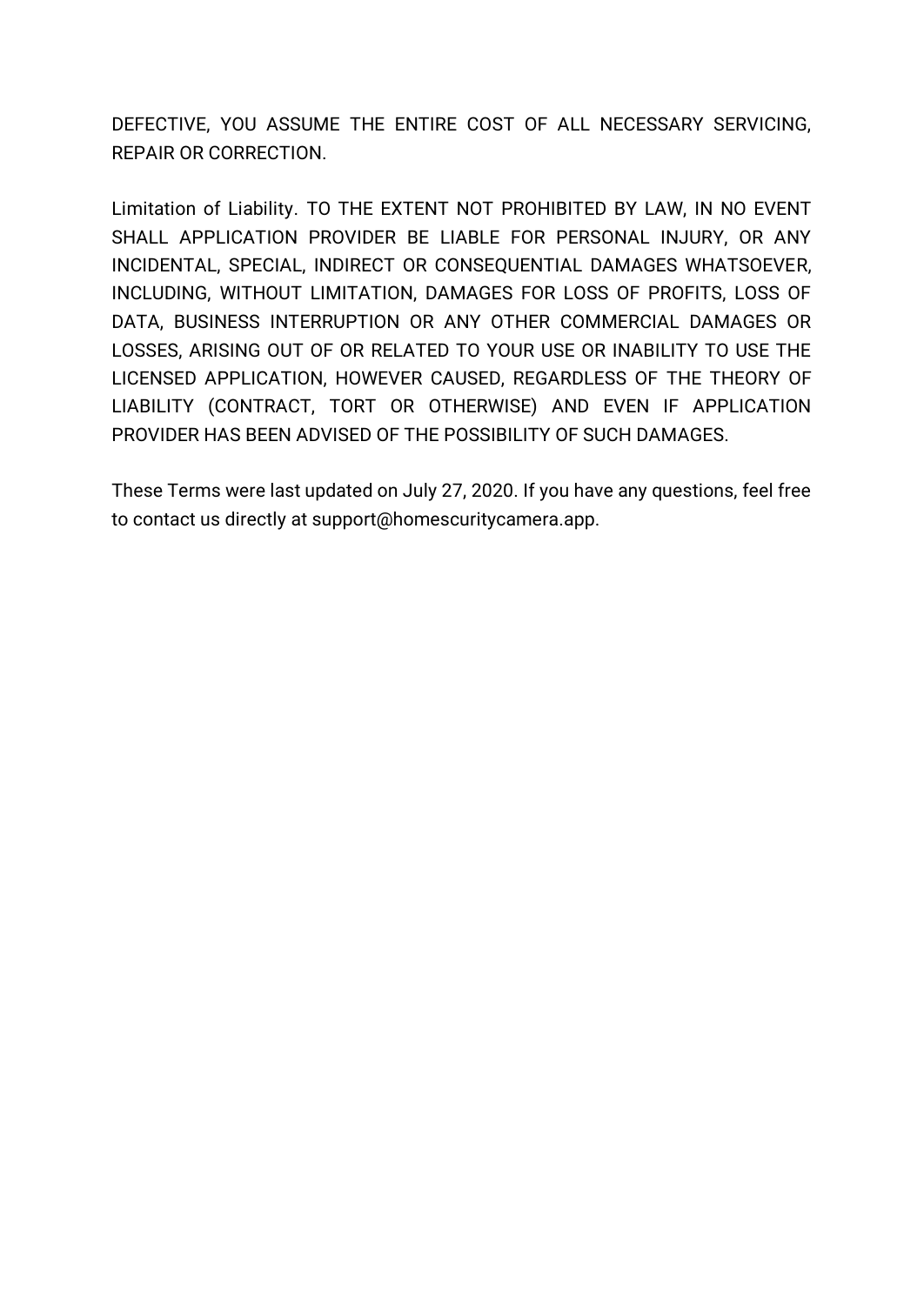DEFECTIVE, YOU ASSUME THE ENTIRE COST OF ALL NECESSARY SERVICING, REPAIR OR CORRECTION.

Limitation of Liability. TO THE EXTENT NOT PROHIBITED BY LAW, IN NO EVENT SHALL APPLICATION PROVIDER BE LIABLE FOR PERSONAL INJURY, OR ANY INCIDENTAL, SPECIAL, INDIRECT OR CONSEQUENTIAL DAMAGES WHATSOEVER, INCLUDING, WITHOUT LIMITATION, DAMAGES FOR LOSS OF PROFITS, LOSS OF DATA, BUSINESS INTERRUPTION OR ANY OTHER COMMERCIAL DAMAGES OR LOSSES, ARISING OUT OF OR RELATED TO YOUR USE OR INABILITY TO USE THE LICENSED APPLICATION, HOWEVER CAUSED, REGARDLESS OF THE THEORY OF LIABILITY (CONTRACT, TORT OR OTHERWISE) AND EVEN IF APPLICATION PROVIDER HAS BEEN ADVISED OF THE POSSIBILITY OF SUCH DAMAGES.

These Terms were last updated on July 27, 2020. If you have any questions, feel free to contact us directly at support@homescuritycamera.app.